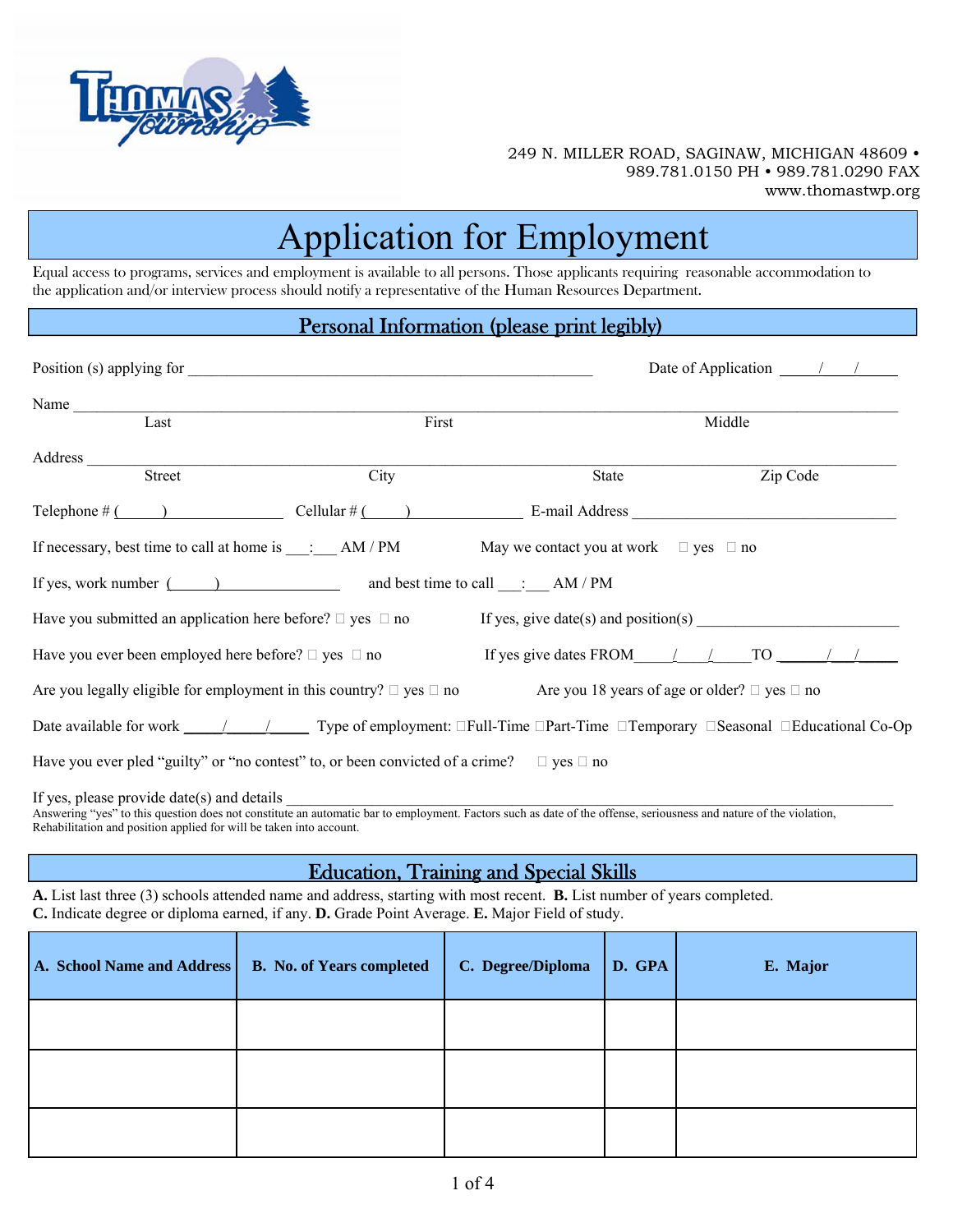249 N. MILLER ROAD, SAGINAW, MICHIGAN 48609 •
989.781.0150 PH • 989.781.0290 FAX
www.thomastwp.org

# Application for Employment

Equal access to programs, services and employment is available to all persons. Those applicants requiring reasonable accommodation to the application and/or interview process should notify a representative of the Human Resources Department.

## Personal Information (please print legibly)

Position (s) applying for ____________________________________________ Date of Application ____/____/______

Name ________________________________________________________________________________
Last First Middle

Address ______________________________________________________________________________
Street City State Zip Code

Telephone # (_____)______________ Cellular # (_____)______________ E-mail Address ______________________________

If necessary, best time to call at home is ___:___ AM / PM May we contact you at work ☐ yes ☐ no

If yes, work number (_____)______________ and best time to call ___:___ AM / PM

Have you submitted an application here before? ☐ yes ☐ no If yes, give date(s) and position(s) ______________________

Have you ever been employed here before? ☐ yes ☐ no If yes give dates FROM____/____/____TO ____/____/____

Are you legally eligible for employment in this country? ☐ yes ☐ no Are you 18 years of age or older? ☐ yes ☐ no

Date available for work ____/____/____ Type of employment: ☐Full-Time ☐Part-Time ☐Temporary ☐Seasonal ☐Educational Co-Op

Have you ever pled "guilty" or "no contest" to, or been convicted of a crime? ☐ yes ☐ no

If yes, please provide date(s) and details ____________________________________________________________
Answering "yes" to this question does not constitute an automatic bar to employment. Factors such as date of the offense, seriousness and nature of the violation, Rehabilitation and position applied for will be taken into account.

## Education, Training and Special Skills

**A.** List last three (3) schools attended name and address, starting with most recent. **B.** List number of years completed. **C.** Indicate degree or diploma earned, if any. **D.** Grade Point Average. **E.** Major Field of study.

| A. School Name and Address | B. No. of Years completed | C. Degree/Diploma | D. GPA | E. Major |
| --- | --- | --- | --- | --- |
| | | | | |
| | | | | |
| | | | | |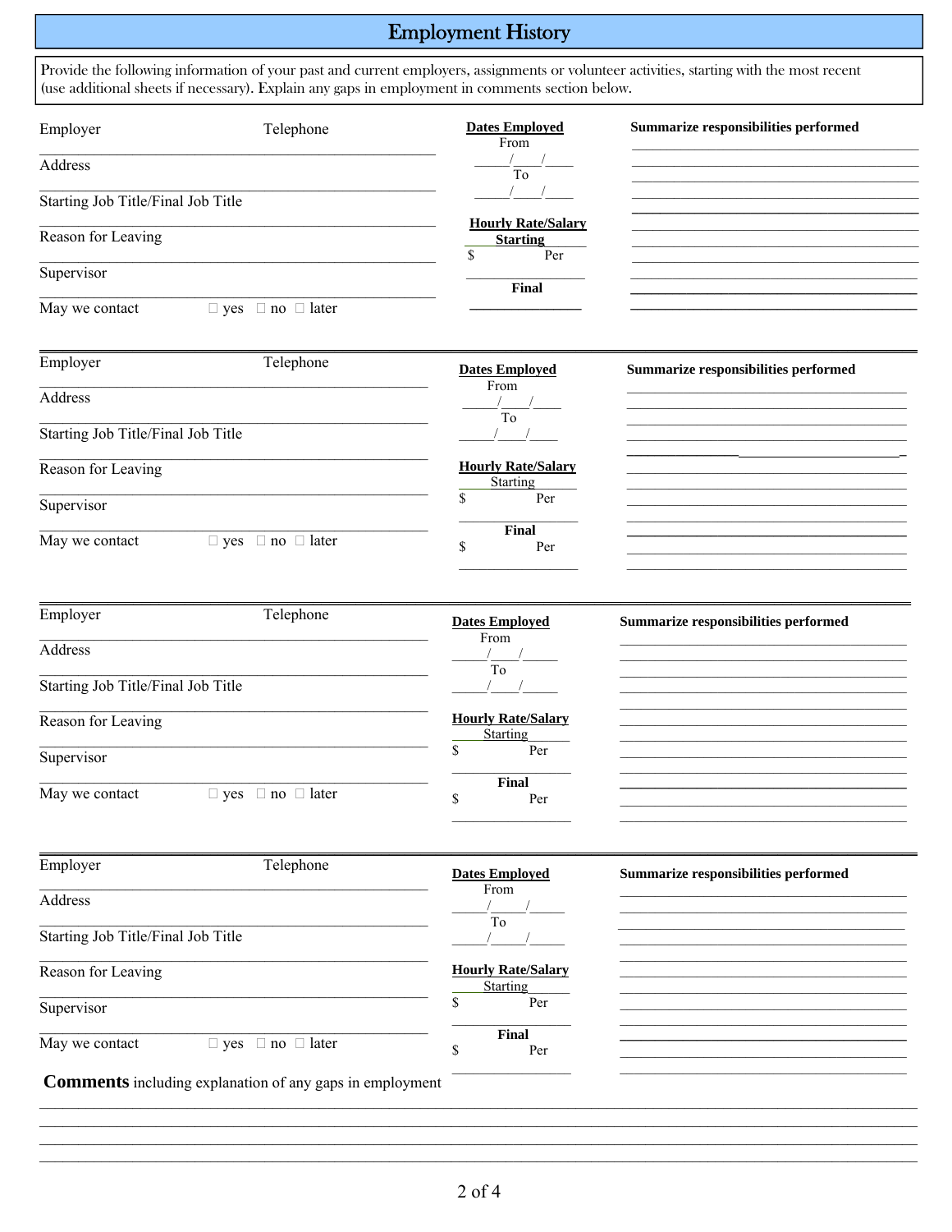# Employment History

Provide the following information of your past and current employers, assignments or volunteer activities, starting with the most recent (use additional sheets if necessary). Explain any gaps in employment in comments section below.

Employer _______________ Telephone _______________

Address _______________

Starting Job Title/Final Job Title _______________

Reason for Leaving _______________

Supervisor _______________

May we contact ☐ yes ☐ no ☐ later

**Dates Employed**
From _____/____/____
To _____/____/____

**Hourly Rate/Salary**
**Starting**
$ _______ Per _______
**Final**
_______________

**Summarize responsibilities performed**
_______________

---

Employer _______________ Telephone _______________

Address _______________

Starting Job Title/Final Job Title _______________

Reason for Leaving _______________

Supervisor _______________

May we contact ☐ yes ☐ no ☐ later

**Dates Employed**
From _____/____/____
To _____/____/____

**Hourly Rate/Salary**
Starting
$ _______ Per _______
**Final**
$ _______ Per _______

**Summarize responsibilities performed**
_______________

---

Employer _______________ Telephone _______________

Address _______________

Starting Job Title/Final Job Title _______________

Reason for Leaving _______________

Supervisor _______________

May we contact ☐ yes ☐ no ☐ later

**Dates Employed**
From _____/____/____
To _____/____/____

**Hourly Rate/Salary**
Starting
$ _______ Per _______
**Final**
$ _______ Per _______

**Summarize responsibilities performed**
_______________

---

Employer _______________ Telephone _______________

Address _______________

Starting Job Title/Final Job Title _______________

Reason for Leaving _______________

Supervisor _______________

May we contact ☐ yes ☐ no ☐ later

**Dates Employed**
From _____/_____/_____
To _____/_____/_____

**Hourly Rate/Salary**
Starting
$ _______ Per _______
**Final**
$ _______ Per _______

**Summarize responsibilities performed**
_______________

**Comments** including explanation of any gaps in employment

_______________
_______________
_______________
_______________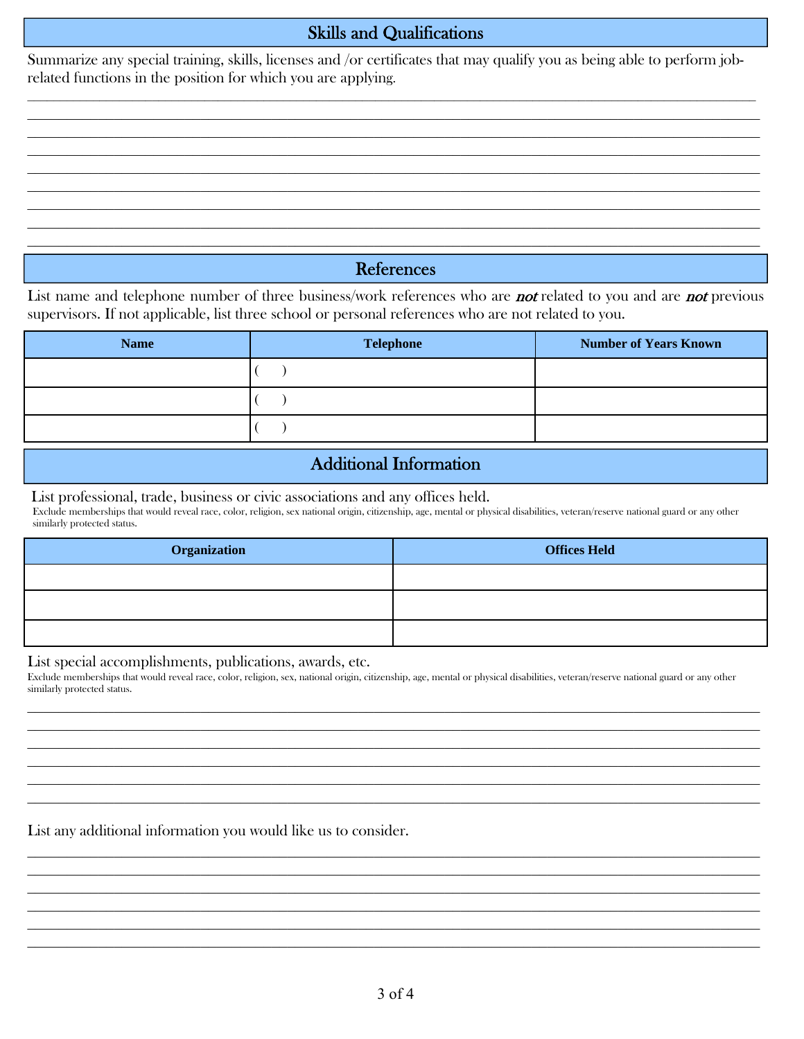## Skills and Qualifications

Summarize any special training, skills, licenses and /or certificates that may qualify you as being able to perform job-related functions in the position for which you are applying.

\_\_\_\_\_\_\_\_\_\_\_\_\_\_\_\_\_\_\_\_\_\_\_\_\_\_\_\_\_\_\_\_\_\_\_\_\_\_\_\_\_\_\_\_\_\_\_\_\_\_\_\_\_\_\_\_\_\_\_\_\_\_\_\_\_\_\_\_\_\_\_\_\_\_\_\_\_\_

\_\_\_\_\_\_\_\_\_\_\_\_\_\_\_\_\_\_\_\_\_\_\_\_\_\_\_\_\_\_\_\_\_\_\_\_\_\_\_\_\_\_\_\_\_\_\_\_\_\_\_\_\_\_\_\_\_\_\_\_\_\_\_\_\_\_\_\_\_\_\_\_\_\_\_\_\_\_

\_\_\_\_\_\_\_\_\_\_\_\_\_\_\_\_\_\_\_\_\_\_\_\_\_\_\_\_\_\_\_\_\_\_\_\_\_\_\_\_\_\_\_\_\_\_\_\_\_\_\_\_\_\_\_\_\_\_\_\_\_\_\_\_\_\_\_\_\_\_\_\_\_\_\_\_\_\_

\_\_\_\_\_\_\_\_\_\_\_\_\_\_\_\_\_\_\_\_\_\_\_\_\_\_\_\_\_\_\_\_\_\_\_\_\_\_\_\_\_\_\_\_\_\_\_\_\_\_\_\_\_\_\_\_\_\_\_\_\_\_\_\_\_\_\_\_\_\_\_\_\_\_\_\_\_\_

\_\_\_\_\_\_\_\_\_\_\_\_\_\_\_\_\_\_\_\_\_\_\_\_\_\_\_\_\_\_\_\_\_\_\_\_\_\_\_\_\_\_\_\_\_\_\_\_\_\_\_\_\_\_\_\_\_\_\_\_\_\_\_\_\_\_\_\_\_\_\_\_\_\_\_\_\_\_

\_\_\_\_\_\_\_\_\_\_\_\_\_\_\_\_\_\_\_\_\_\_\_\_\_\_\_\_\_\_\_\_\_\_\_\_\_\_\_\_\_\_\_\_\_\_\_\_\_\_\_\_\_\_\_\_\_\_\_\_\_\_\_\_\_\_\_\_\_\_\_\_\_\_\_\_\_\_

\_\_\_\_\_\_\_\_\_\_\_\_\_\_\_\_\_\_\_\_\_\_\_\_\_\_\_\_\_\_\_\_\_\_\_\_\_\_\_\_\_\_\_\_\_\_\_\_\_\_\_\_\_\_\_\_\_\_\_\_\_\_\_\_\_\_\_\_\_\_\_\_\_\_\_\_\_\_

\_\_\_\_\_\_\_\_\_\_\_\_\_\_\_\_\_\_\_\_\_\_\_\_\_\_\_\_\_\_\_\_\_\_\_\_\_\_\_\_\_\_\_\_\_\_\_\_\_\_\_\_\_\_\_\_\_\_\_\_\_\_\_\_\_\_\_\_\_\_\_\_\_\_\_\_\_\_

\_\_\_\_\_\_\_\_\_\_\_\_\_\_\_\_\_\_\_\_\_\_\_\_\_\_\_\_\_\_\_\_\_\_\_\_\_\_\_\_\_\_\_\_\_\_\_\_\_\_\_\_\_\_\_\_\_\_\_\_\_\_\_\_\_\_\_\_\_\_\_\_\_\_\_\_\_\_

## References

List name and telephone number of three business/work references who are *not* related to you and are *not* previous supervisors. If not applicable, list three school or personal references who are not related to you.

| Name | Telephone | Number of Years Known |
|---|---|---|
| | (     ) | |
| | (     ) | |
| | (     ) | |

## Additional Information

List professional, trade, business or civic associations and any offices held.

Exclude memberships that would reveal race, color, religion, sex national origin, citizenship, age, mental or physical disabilities, veteran/reserve national guard or any other similarly protected status.

| Organization | Offices Held |
|---|---|
| | |
| | |
| | |

List special accomplishments, publications, awards, etc.

Exclude memberships that would reveal race, color, religion, sex, national origin, citizenship, age, mental or physical disabilities, veteran/reserve national guard or any other similarly protected status.

\_\_\_\_\_\_\_\_\_\_\_\_\_\_\_\_\_\_\_\_\_\_\_\_\_\_\_\_\_\_\_\_\_\_\_\_\_\_\_\_\_\_\_\_\_\_\_\_\_\_\_\_\_\_\_\_\_\_\_\_\_\_\_\_\_\_\_\_\_\_\_\_\_\_\_\_\_\_

\_\_\_\_\_\_\_\_\_\_\_\_\_\_\_\_\_\_\_\_\_\_\_\_\_\_\_\_\_\_\_\_\_\_\_\_\_\_\_\_\_\_\_\_\_\_\_\_\_\_\_\_\_\_\_\_\_\_\_\_\_\_\_\_\_\_\_\_\_\_\_\_\_\_\_\_\_\_

\_\_\_\_\_\_\_\_\_\_\_\_\_\_\_\_\_\_\_\_\_\_\_\_\_\_\_\_\_\_\_\_\_\_\_\_\_\_\_\_\_\_\_\_\_\_\_\_\_\_\_\_\_\_\_\_\_\_\_\_\_\_\_\_\_\_\_\_\_\_\_\_\_\_\_\_\_\_

\_\_\_\_\_\_\_\_\_\_\_\_\_\_\_\_\_\_\_\_\_\_\_\_\_\_\_\_\_\_\_\_\_\_\_\_\_\_\_\_\_\_\_\_\_\_\_\_\_\_\_\_\_\_\_\_\_\_\_\_\_\_\_\_\_\_\_\_\_\_\_\_\_\_\_\_\_\_

\_\_\_\_\_\_\_\_\_\_\_\_\_\_\_\_\_\_\_\_\_\_\_\_\_\_\_\_\_\_\_\_\_\_\_\_\_\_\_\_\_\_\_\_\_\_\_\_\_\_\_\_\_\_\_\_\_\_\_\_\_\_\_\_\_\_\_\_\_\_\_\_\_\_\_\_\_\_

\_\_\_\_\_\_\_\_\_\_\_\_\_\_\_\_\_\_\_\_\_\_\_\_\_\_\_\_\_\_\_\_\_\_\_\_\_\_\_\_\_\_\_\_\_\_\_\_\_\_\_\_\_\_\_\_\_\_\_\_\_\_\_\_\_\_\_\_\_\_\_\_\_\_\_\_\_\_

List any additional information you would like us to consider.

\_\_\_\_\_\_\_\_\_\_\_\_\_\_\_\_\_\_\_\_\_\_\_\_\_\_\_\_\_\_\_\_\_\_\_\_\_\_\_\_\_\_\_\_\_\_\_\_\_\_\_\_\_\_\_\_\_\_\_\_\_\_\_\_\_\_\_\_\_\_\_\_\_\_\_\_\_\_

\_\_\_\_\_\_\_\_\_\_\_\_\_\_\_\_\_\_\_\_\_\_\_\_\_\_\_\_\_\_\_\_\_\_\_\_\_\_\_\_\_\_\_\_\_\_\_\_\_\_\_\_\_\_\_\_\_\_\_\_\_\_\_\_\_\_\_\_\_\_\_\_\_\_\_\_\_\_

\_\_\_\_\_\_\_\_\_\_\_\_\_\_\_\_\_\_\_\_\_\_\_\_\_\_\_\_\_\_\_\_\_\_\_\_\_\_\_\_\_\_\_\_\_\_\_\_\_\_\_\_\_\_\_\_\_\_\_\_\_\_\_\_\_\_\_\_\_\_\_\_\_\_\_\_\_\_

\_\_\_\_\_\_\_\_\_\_\_\_\_\_\_\_\_\_\_\_\_\_\_\_\_\_\_\_\_\_\_\_\_\_\_\_\_\_\_\_\_\_\_\_\_\_\_\_\_\_\_\_\_\_\_\_\_\_\_\_\_\_\_\_\_\_\_\_\_\_\_\_\_\_\_\_\_\_

\_\_\_\_\_\_\_\_\_\_\_\_\_\_\_\_\_\_\_\_\_\_\_\_\_\_\_\_\_\_\_\_\_\_\_\_\_\_\_\_\_\_\_\_\_\_\_\_\_\_\_\_\_\_\_\_\_\_\_\_\_\_\_\_\_\_\_\_\_\_\_\_\_\_\_\_\_\_

\_\_\_\_\_\_\_\_\_\_\_\_\_\_\_\_\_\_\_\_\_\_\_\_\_\_\_\_\_\_\_\_\_\_\_\_\_\_\_\_\_\_\_\_\_\_\_\_\_\_\_\_\_\_\_\_\_\_\_\_\_\_\_\_\_\_\_\_\_\_\_\_\_\_\_\_\_\_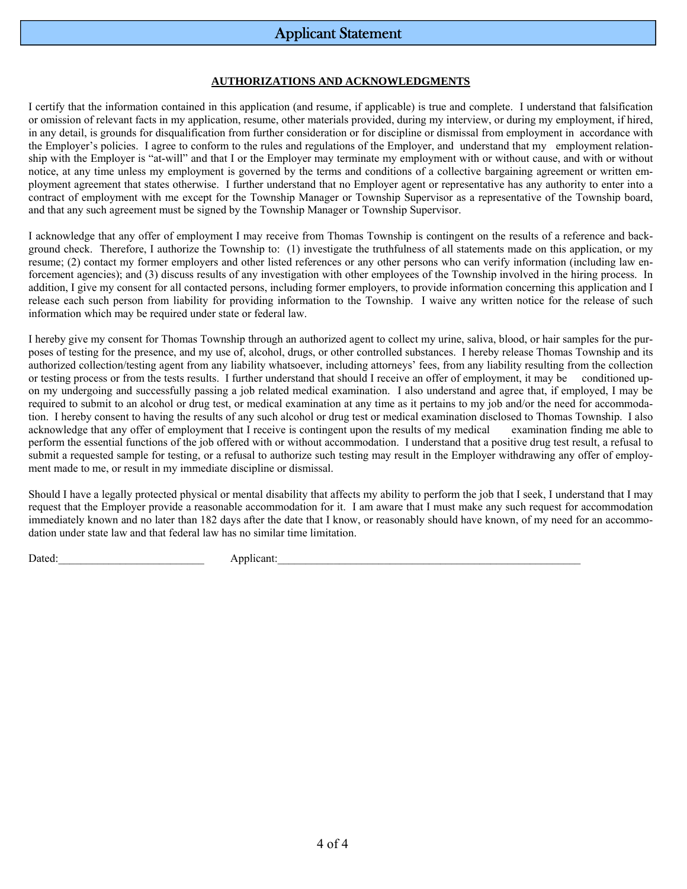# Applicant Statement

**AUTHORIZATIONS AND ACKNOWLEDGMENTS**

I certify that the information contained in this application (and resume, if applicable) is true and complete. I understand that falsification or omission of relevant facts in my application, resume, other materials provided, during my interview, or during my employment, if hired, in any detail, is grounds for disqualification from further consideration or for discipline or dismissal from employment in accordance with the Employer's policies. I agree to conform to the rules and regulations of the Employer, and understand that my employment relationship with the Employer is "at-will" and that I or the Employer may terminate my employment with or without cause, and with or without notice, at any time unless my employment is governed by the terms and conditions of a collective bargaining agreement or written employment agreement that states otherwise. I further understand that no Employer agent or representative has any authority to enter into a contract of employment with me except for the Township Manager or Township Supervisor as a representative of the Township board, and that any such agreement must be signed by the Township Manager or Township Supervisor.

I acknowledge that any offer of employment I may receive from Thomas Township is contingent on the results of a reference and background check. Therefore, I authorize the Township to: (1) investigate the truthfulness of all statements made on this application, or my resume; (2) contact my former employers and other listed references or any other persons who can verify information (including law enforcement agencies); and (3) discuss results of any investigation with other employees of the Township involved in the hiring process. In addition, I give my consent for all contacted persons, including former employers, to provide information concerning this application and I release each such person from liability for providing information to the Township. I waive any written notice for the release of such information which may be required under state or federal law.

I hereby give my consent for Thomas Township through an authorized agent to collect my urine, saliva, blood, or hair samples for the purposes of testing for the presence, and my use of, alcohol, drugs, or other controlled substances. I hereby release Thomas Township and its authorized collection/testing agent from any liability whatsoever, including attorneys' fees, from any liability resulting from the collection or testing process or from the tests results. I further understand that should I receive an offer of employment, it may be conditioned upon my undergoing and successfully passing a job related medical examination. I also understand and agree that, if employed, I may be required to submit to an alcohol or drug test, or medical examination at any time as it pertains to my job and/or the need for accommodation. I hereby consent to having the results of any such alcohol or drug test or medical examination disclosed to Thomas Township. I also acknowledge that any offer of employment that I receive is contingent upon the results of my medical examination finding me able to perform the essential functions of the job offered with or without accommodation. I understand that a positive drug test result, a refusal to submit a requested sample for testing, or a refusal to authorize such testing may result in the Employer withdrawing any offer of employment made to me, or result in my immediate discipline or dismissal.

Should I have a legally protected physical or mental disability that affects my ability to perform the job that I seek, I understand that I may request that the Employer provide a reasonable accommodation for it. I am aware that I must make any such request for accommodation immediately known and no later than 182 days after the date that I know, or reasonably should have known, of my need for an accommodation under state law and that federal law has no similar time limitation.

Dated:__________________________ Applicant:________________________________________________________